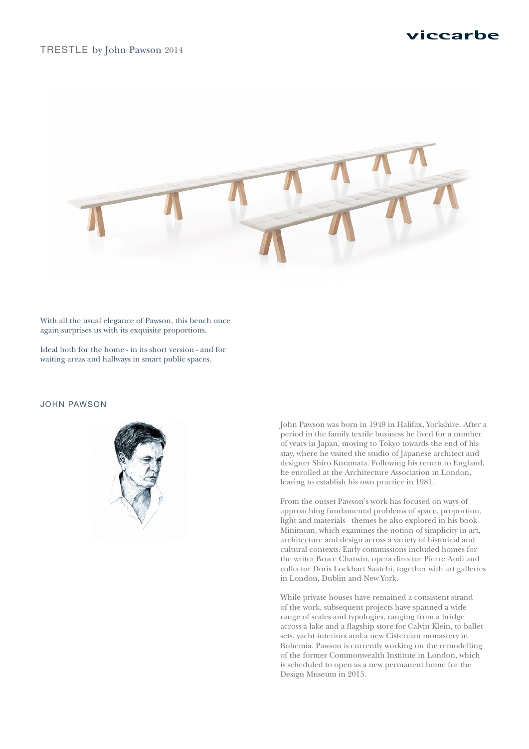viccarbe

# TRESTLE by John Pawson 2014

With all the usual elegance of Pawson, this bench once again surprises us with its exquisite proportions.

Ideal both for the home - in its short version - and for waiting areas and hallways in smart public spaces.

## JOHN PAWSON

John Pawson was born in 1949 in Halifax, Yorkshire. After a period in the family textile business he lived for a number of years in Japan, moving to Tokyo towards the end of his stay, where he visited the studio of Japanese architect and designer Shiro Kuramata. Following his return to England, he enrolled at the Architecture Association in London, leaving to establish his own practice in 1981.

From the outset Pawson's work has focused on ways of approaching fundamental problems of space, proportion, light and materials - themes he also explored in his book Minimum, which examines the notion of simplicity in art, architecture and design across a variety of historical and cultural contexts. Early commissions included homes for the writer Bruce Chatwin, opera director Pierre Audi and collector Doris Lockhart Saatchi, together with art galleries in London, Dublin and New York.

While private houses have remained a consistent strand of the work, subsequent projects have spanned a wide range of scales and typologies, ranging from a bridge across a lake and a flagship store for Calvin Klein, to ballet sets, yacht interiors and a new Cistercian monastery in Bohemia. Pawson is currently working on the remodelling of the former Commonwealth Institute in London, which is scheduled to open as a new permanent home for the Design Museum in 2015.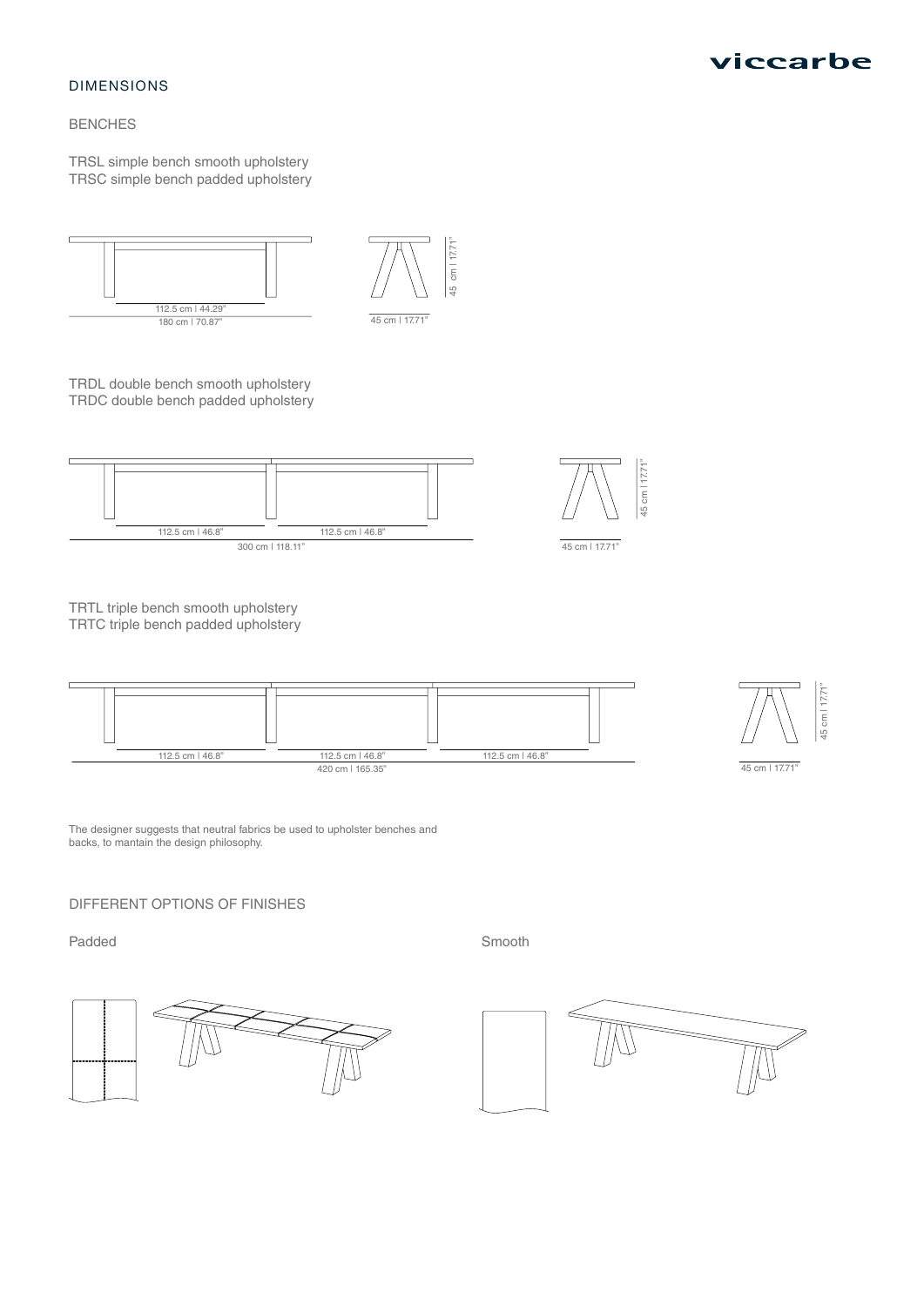viccarbe

## DIMENSIONS

### BENCHES

TRSL simple bench smooth upholstery
TRSC simple bench padded upholstery

112.5 cm | 44.29"
180 cm | 70.87"
45 cm | 17.71"
45 cm | 17.71"

TRDL double bench smooth upholstery
TRDC double bench padded upholstery

112.5 cm | 46.8"
112.5 cm | 46.8"
300 cm | 118.11"
45 cm | 17.71"
45 cm | 17.71"

TRTL triple bench smooth upholstery
TRTC triple bench padded upholstery

112.5 cm | 46.8"
112.5 cm | 46.8"
112.5 cm | 46.8"
420 cm | 165.35"
45 cm | 17.71"
45 cm | 17.71"

The designer suggests that neutral fabrics be used to upholster benches and backs, to mantain the design philosophy.

### DIFFERENT OPTIONS OF FINISHES

Padded

Smooth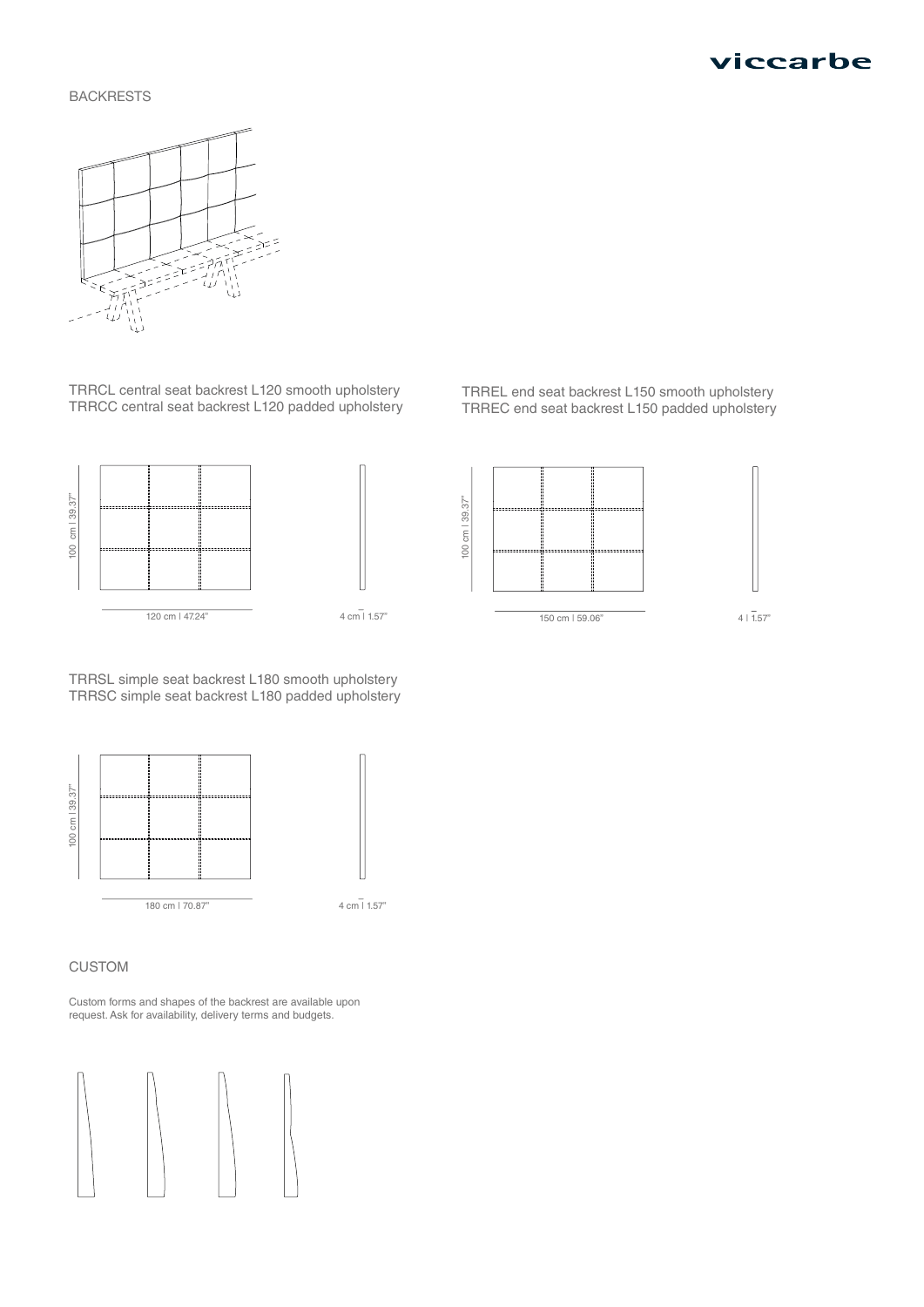## BACKRESTS

TRRCL central seat backrest L120 smooth upholstery
TRRCC central seat backrest L120 padded upholstery

100 cm | 39.37"

120 cm | 47.24"

4 cm | 1.57"

TRREL end seat backrest L150 smooth upholstery
TRREC end seat backrest L150 padded upholstery

100 cm | 39.37"

150 cm | 59.06"

4 | 1.57"

TRRSL simple seat backrest L180 smooth upholstery
TRRSC simple seat backrest L180 padded upholstery

100 cm | 39.37"

180 cm | 70.87"

4 cm | 1.57"

## CUSTOM

Custom forms and shapes of the backrest are available upon request. Ask for availability, delivery terms and budgets.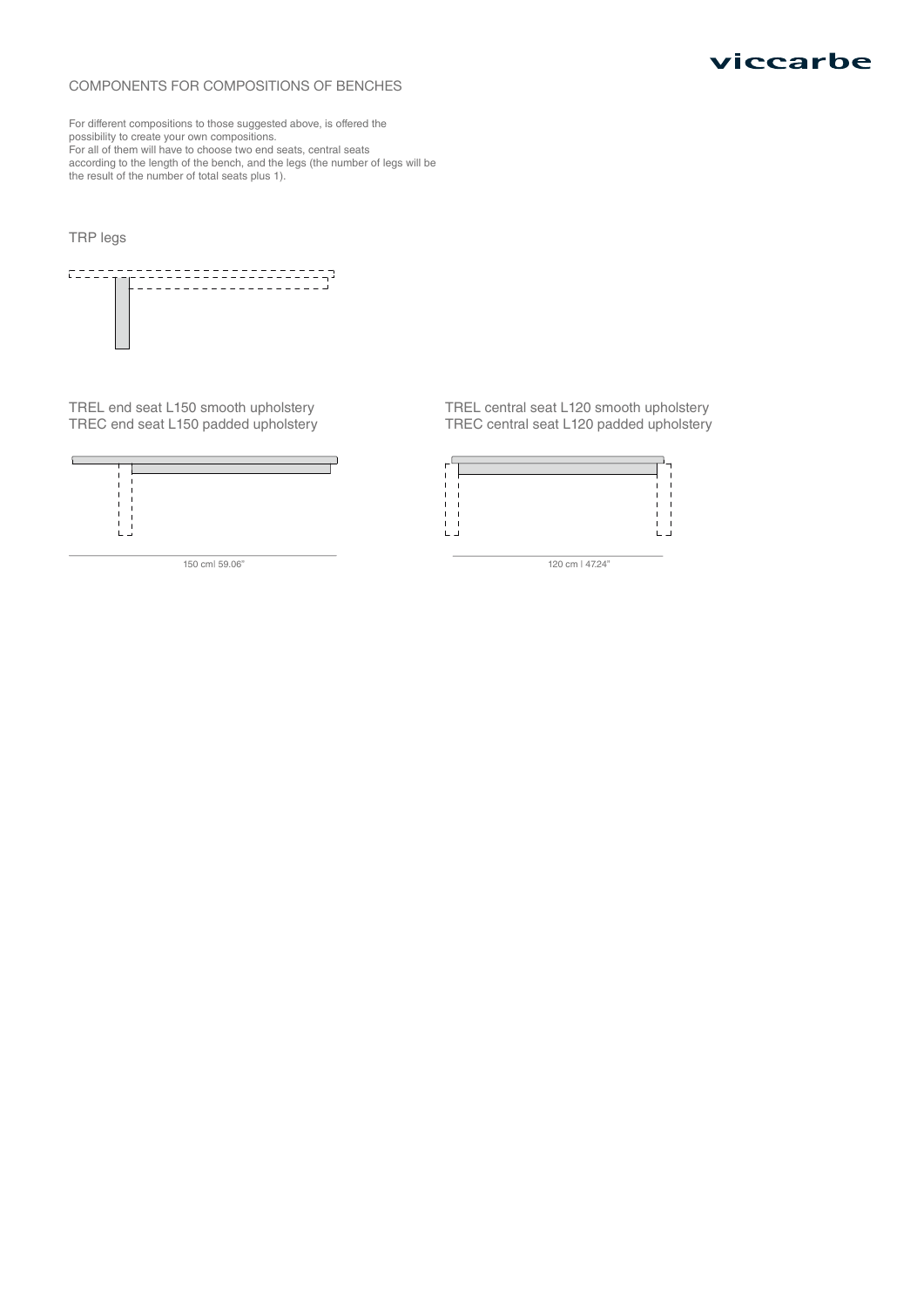## COMPONENTS FOR COMPOSITIONS OF BENCHES

For different compositions to those suggested above, is offered the possibility to create your own compositions.
For all of them will have to choose two end seats, central seats according to the length of the bench, and the legs (the number of legs will be the result of the number of total seats plus 1).

### TRP legs

### TREL end seat L150 smooth upholstery
### TREC end seat L150 padded upholstery

150 cm| 59.06"

### TREL central seat L120 smooth upholstery
### TREC central seat L120 padded upholstery

120 cm | 47.24"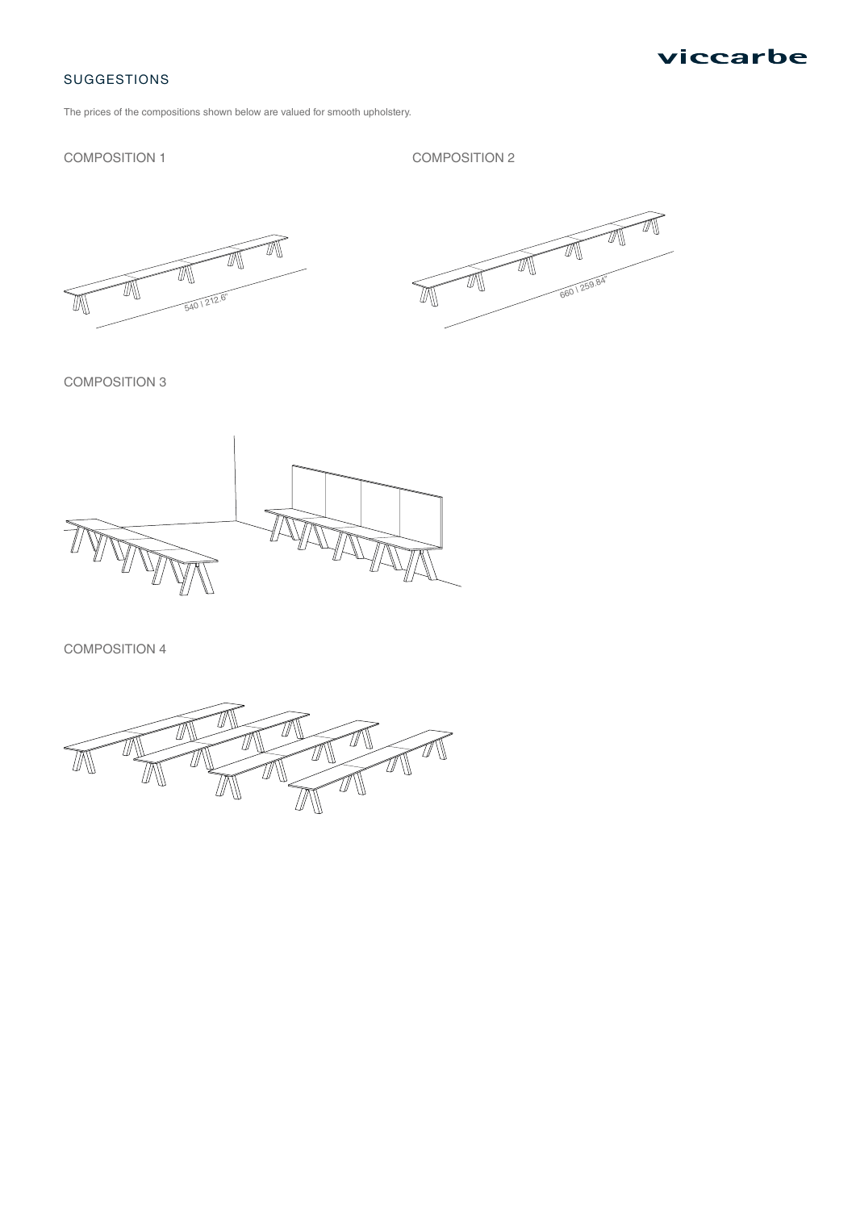## SUGGESTIONS

The prices of the compositions shown below are valued for smooth upholstery.

### COMPOSITION 1

540 | 212.6"

### COMPOSITION 2

660 | 259.84"

### COMPOSITION 3

### COMPOSITION 4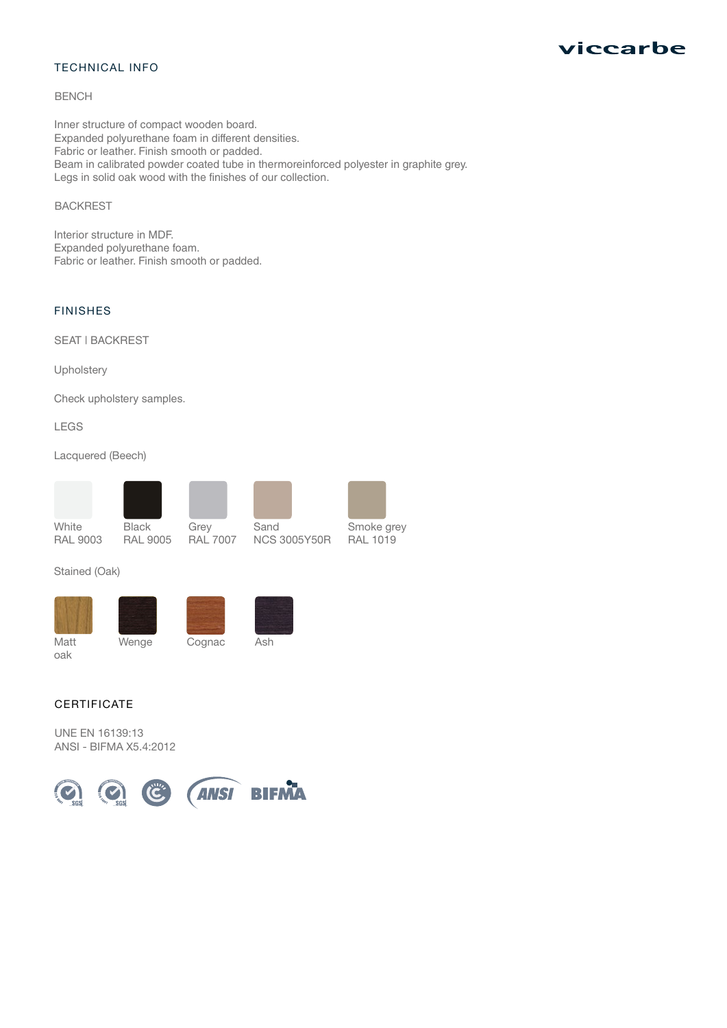## TECHNICAL INFO

### BENCH

Inner structure of compact wooden board.
Expanded polyurethane foam in different densities.
Fabric or leather. Finish smooth or padded.
Beam in calibrated powder coated tube in thermoreinforced polyester in graphite grey.
Legs in solid oak wood with the finishes of our collection.

### BACKREST

Interior structure in MDF.
Expanded polyurethane foam.
Fabric or leather. Finish smooth or padded.

## FINISHES

### SEAT | BACKREST

Upholstery

Check upholstery samples.

### LEGS

Lacquered (Beech)

White
RAL 9003

Black
RAL 9005

Grey
RAL 7007

Sand
NCS 3005Y50R

Smoke grey
RAL 1019

Stained (Oak)

Matt
oak

Wenge

Cognac

Ash

## CERTIFICATE

UNE EN 16139:13
ANSI - BIFMA X5.4:2012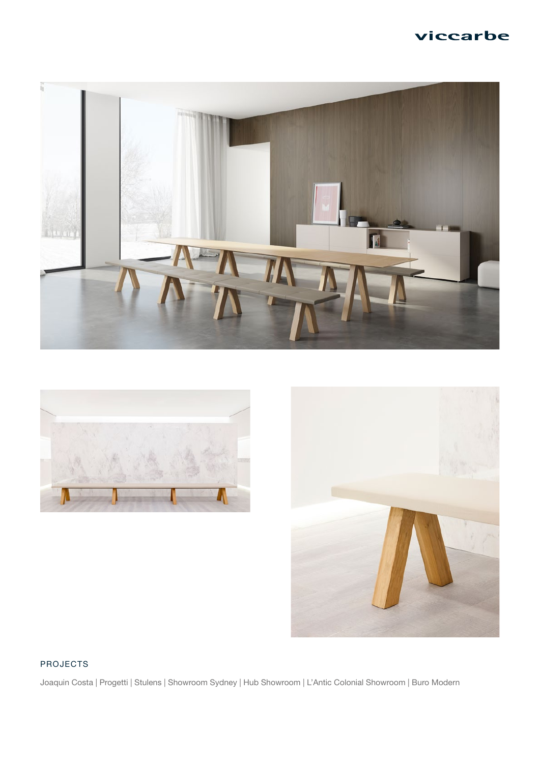PROJECTS

Joaquin Costa | Progetti | Stulens | Showroom Sydney | Hub Showroom | L'Antic Colonial Showroom | Buro Modern